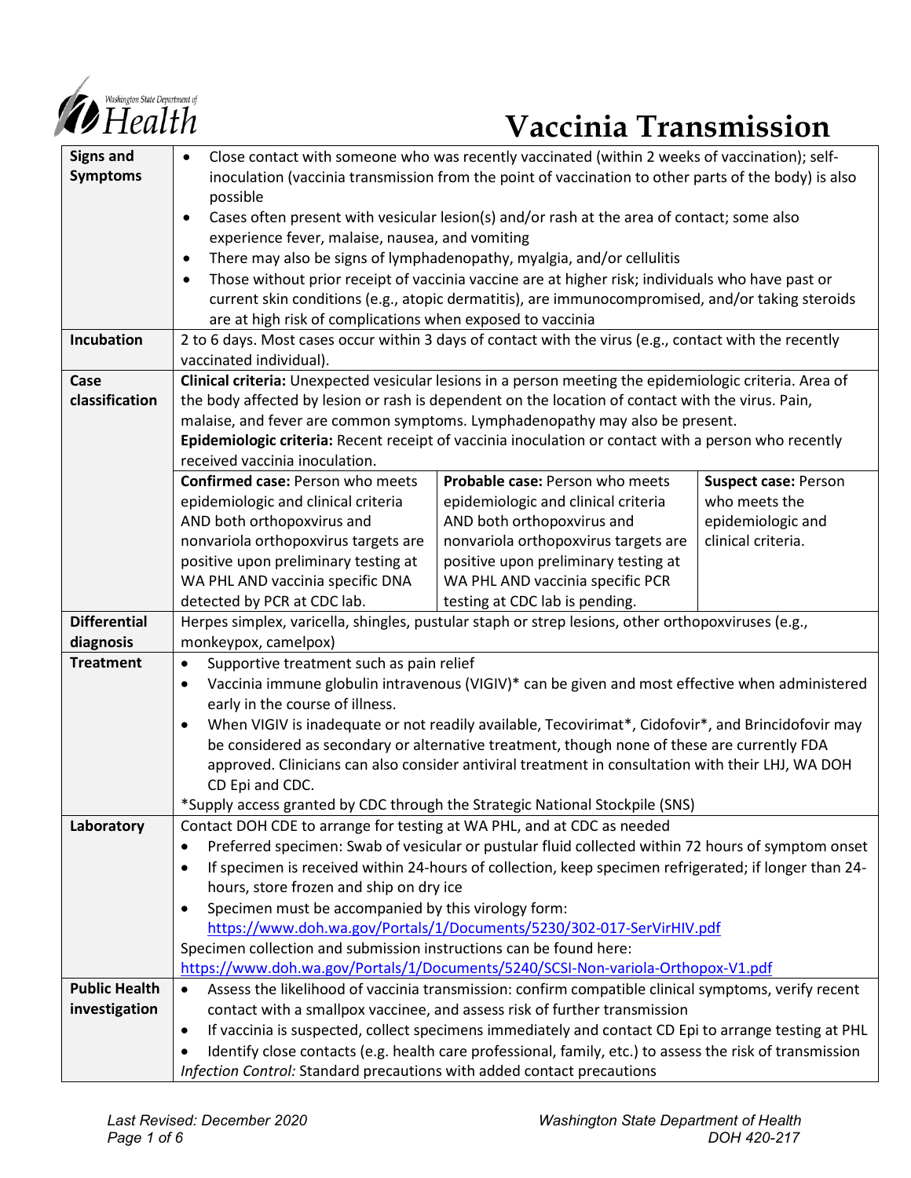# Vaccinia Transmission

| | | | |
|---|---|---|---|
| **Signs and Symptoms** | • Close contact with someone who was recently vaccinated (within 2 weeks of vaccination); self-inoculation (vaccinia transmission from the point of vaccination to other parts of the body) is also possible<br>• Cases often present with vesicular lesion(s) and/or rash at the area of contact; some also experience fever, malaise, nausea, and vomiting<br>• There may also be signs of lymphadenopathy, myalgia, and/or cellulitis<br>• Those without prior receipt of vaccinia vaccine are at higher risk; individuals who have past or current skin conditions (e.g., atopic dermatitis), are immunocompromised, and/or taking steroids are at high risk of complications when exposed to vaccinia | | |
| **Incubation** | 2 to 6 days. Most cases occur within 3 days of contact with the virus (e.g., contact with the recently vaccinated individual). | | |
| **Case classification** | **Clinical criteria:** Unexpected vesicular lesions in a person meeting the epidemiologic criteria. Area of the body affected by lesion or rash is dependent on the location of contact with the virus. Pain, malaise, and fever are common symptoms. Lymphadenopathy may also be present.<br>**Epidemiologic criteria:** Recent receipt of vaccinia inoculation or contact with a person who recently received vaccinia inoculation. | | |
| | **Confirmed case:** Person who meets epidemiologic and clinical criteria AND both orthopoxvirus and nonvariola orthopoxvirus targets are positive upon preliminary testing at WA PHL AND vaccinia specific DNA detected by PCR at CDC lab. | **Probable case:** Person who meets epidemiologic and clinical criteria AND both orthopoxvirus and nonvariola orthopoxvirus targets are positive upon preliminary testing at WA PHL AND vaccinia specific PCR testing at CDC lab is pending. | **Suspect case:** Person who meets the epidemiologic and clinical criteria. |
| **Differential diagnosis** | Herpes simplex, varicella, shingles, pustular staph or strep lesions, other orthopoxviruses (e.g., monkeypox, camelpox) | | |
| **Treatment** | • Supportive treatment such as pain relief<br>• Vaccinia immune globulin intravenous (VIGIV)* can be given and most effective when administered early in the course of illness.<br>• When VIGIV is inadequate or not readily available, Tecovirimat*, Cidofovir*, and Brincidofovir may be considered as secondary or alternative treatment, though none of these are currently FDA approved. Clinicians can also consider antiviral treatment in consultation with their LHJ, WA DOH CD Epi and CDC.<br>*Supply access granted by CDC through the Strategic National Stockpile (SNS) | | |
| **Laboratory** | Contact DOH CDE to arrange for testing at WA PHL, and at CDC as needed<br>• Preferred specimen: Swab of vesicular or pustular fluid collected within 72 hours of symptom onset<br>• If specimen is received within 24-hours of collection, keep specimen refrigerated; if longer than 24-hours, store frozen and ship on dry ice<br>• Specimen must be accompanied by this virology form: https://www.doh.wa.gov/Portals/1/Documents/5230/302-017-SerVirHIV.pdf<br>Specimen collection and submission instructions can be found here: https://www.doh.wa.gov/Portals/1/Documents/5240/SCSI-Non-variola-Orthopox-V1.pdf | | |
| **Public Health investigation** | • Assess the likelihood of vaccinia transmission: confirm compatible clinical symptoms, verify recent contact with a smallpox vaccinee, and assess risk of further transmission<br>• If vaccinia is suspected, collect specimens immediately and contact CD Epi to arrange testing at PHL<br>• Identify close contacts (e.g. health care professional, family, etc.) to assess the risk of transmission<br>*Infection Control:* Standard precautions with added contact precautions | | |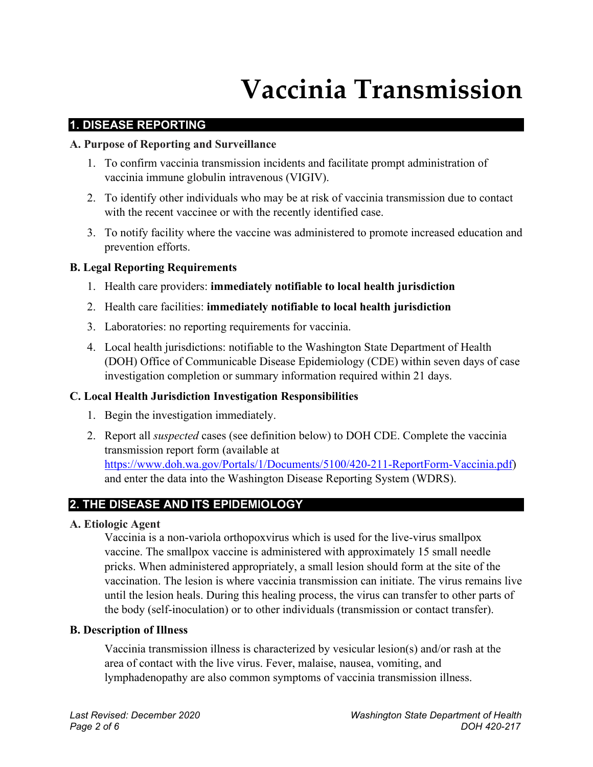# Vaccinia Transmission

## 1. DISEASE REPORTING

### A. Purpose of Reporting and Surveillance

1. To confirm vaccinia transmission incidents and facilitate prompt administration of vaccinia immune globulin intravenous (VIGIV).
2. To identify other individuals who may be at risk of vaccinia transmission due to contact with the recent vaccinee or with the recently identified case.
3. To notify facility where the vaccine was administered to promote increased education and prevention efforts.

### B. Legal Reporting Requirements

1. Health care providers: **immediately notifiable to local health jurisdiction**
2. Health care facilities: **immediately notifiable to local health jurisdiction**
3. Laboratories: no reporting requirements for vaccinia.
4. Local health jurisdictions: notifiable to the Washington State Department of Health (DOH) Office of Communicable Disease Epidemiology (CDE) within seven days of case investigation completion or summary information required within 21 days.

### C. Local Health Jurisdiction Investigation Responsibilities

1. Begin the investigation immediately.
2. Report all *suspected* cases (see definition below) to DOH CDE. Complete the vaccinia transmission report form (available at [https://www.doh.wa.gov/Portals/1/Documents/5100/420-211-ReportForm-Vaccinia.pdf](https://www.doh.wa.gov/Portals/1/Documents/5100/420-211-ReportForm-Vaccinia.pdf)) and enter the data into the Washington Disease Reporting System (WDRS).

## 2. THE DISEASE AND ITS EPIDEMIOLOGY

### A. Etiologic Agent

Vaccinia is a non-variola orthopoxvirus which is used for the live-virus smallpox vaccine. The smallpox vaccine is administered with approximately 15 small needle pricks. When administered appropriately, a small lesion should form at the site of the vaccination. The lesion is where vaccinia transmission can initiate. The virus remains live until the lesion heals. During this healing process, the virus can transfer to other parts of the body (self-inoculation) or to other individuals (transmission or contact transfer).

### B. Description of Illness

Vaccinia transmission illness is characterized by vesicular lesion(s) and/or rash at the area of contact with the live virus. Fever, malaise, nausea, vomiting, and lymphadenopathy are also common symptoms of vaccinia transmission illness.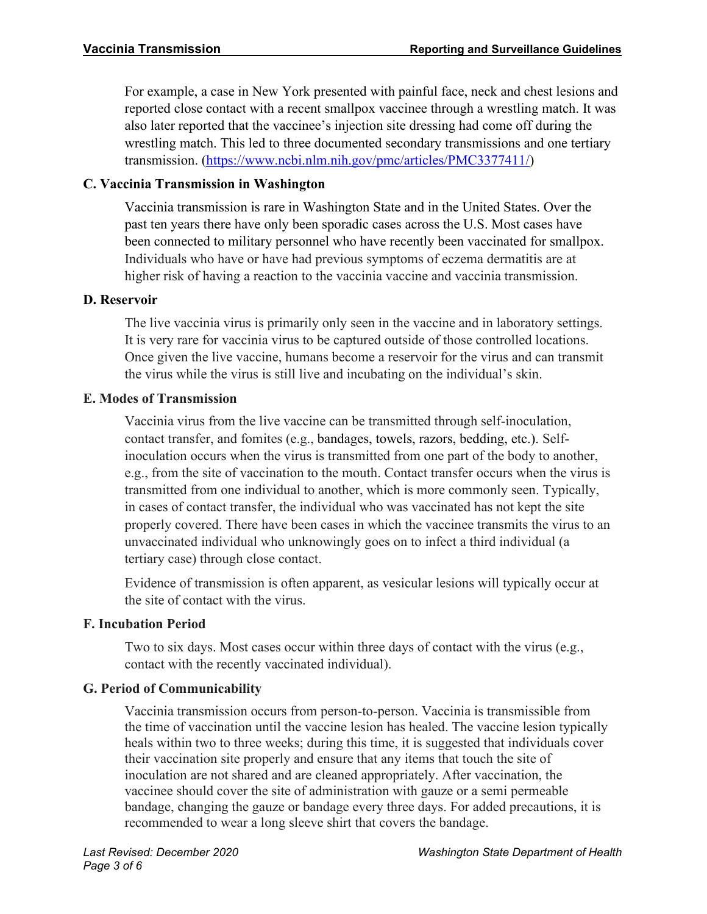For example, a case in New York presented with painful face, neck and chest lesions and reported close contact with a recent smallpox vaccinee through a wrestling match. It was also later reported that the vaccinee's injection site dressing had come off during the wrestling match. This led to three documented secondary transmissions and one tertiary transmission. (https://www.ncbi.nlm.nih.gov/pmc/articles/PMC3377411/)

### C. Vaccinia Transmission in Washington

Vaccinia transmission is rare in Washington State and in the United States. Over the past ten years there have only been sporadic cases across the U.S. Most cases have been connected to military personnel who have recently been vaccinated for smallpox. Individuals who have or have had previous symptoms of eczema dermatitis are at higher risk of having a reaction to the vaccinia vaccine and vaccinia transmission.

### D. Reservoir

The live vaccinia virus is primarily only seen in the vaccine and in laboratory settings. It is very rare for vaccinia virus to be captured outside of those controlled locations. Once given the live vaccine, humans become a reservoir for the virus and can transmit the virus while the virus is still live and incubating on the individual's skin.

### E. Modes of Transmission

Vaccinia virus from the live vaccine can be transmitted through self-inoculation, contact transfer, and fomites (e.g., bandages, towels, razors, bedding, etc.). Self-inoculation occurs when the virus is transmitted from one part of the body to another, e.g., from the site of vaccination to the mouth. Contact transfer occurs when the virus is transmitted from one individual to another, which is more commonly seen. Typically, in cases of contact transfer, the individual who was vaccinated has not kept the site properly covered. There have been cases in which the vaccinee transmits the virus to an unvaccinated individual who unknowingly goes on to infect a third individual (a tertiary case) through close contact.

Evidence of transmission is often apparent, as vesicular lesions will typically occur at the site of contact with the virus.

### F. Incubation Period

Two to six days. Most cases occur within three days of contact with the virus (e.g., contact with the recently vaccinated individual).

### G. Period of Communicability

Vaccinia transmission occurs from person-to-person. Vaccinia is transmissible from the time of vaccination until the vaccine lesion has healed. The vaccine lesion typically heals within two to three weeks; during this time, it is suggested that individuals cover their vaccination site properly and ensure that any items that touch the site of inoculation are not shared and are cleaned appropriately. After vaccination, the vaccinee should cover the site of administration with gauze or a semi permeable bandage, changing the gauze or bandage every three days. For added precautions, it is recommended to wear a long sleeve shirt that covers the bandage.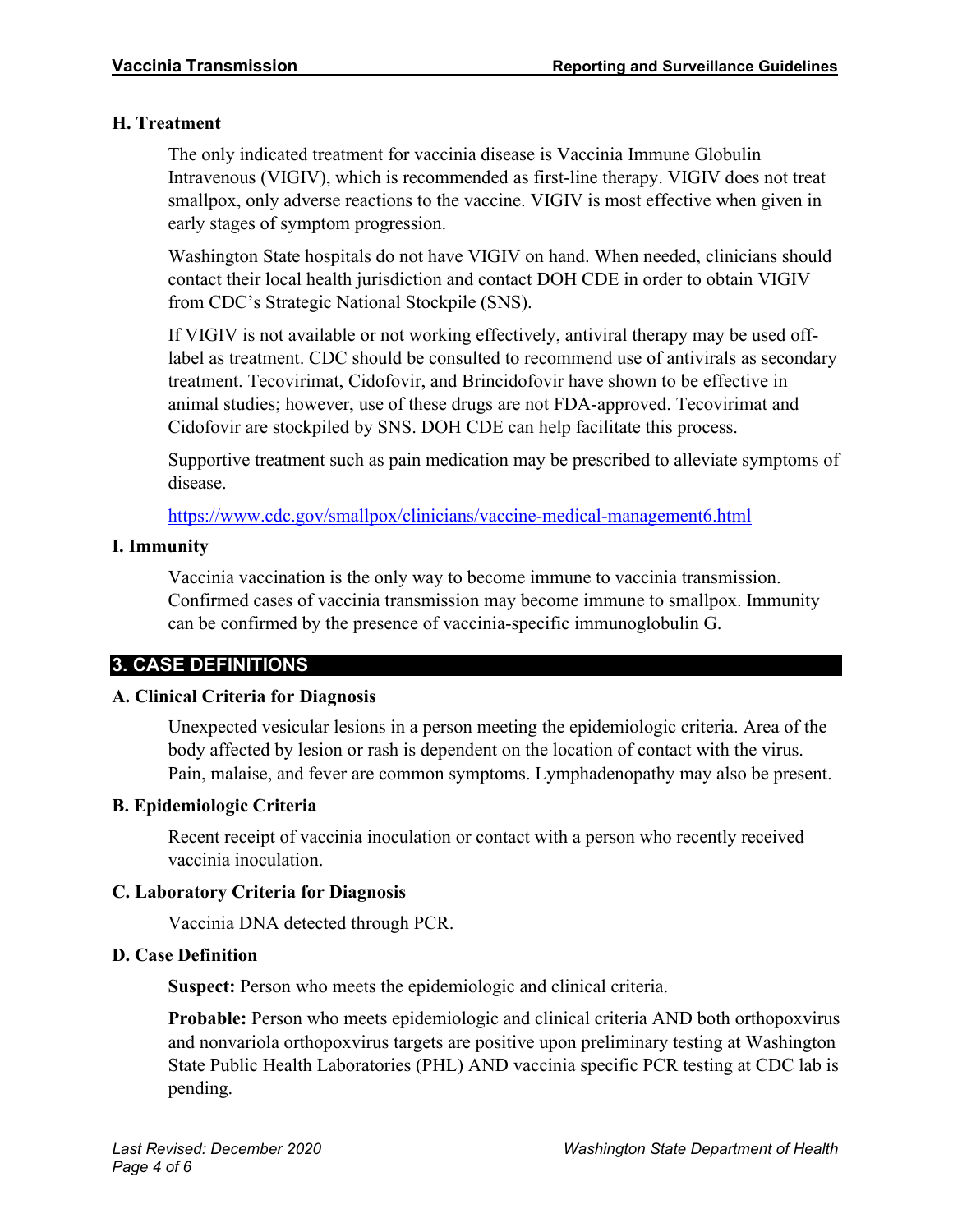### H. Treatment

The only indicated treatment for vaccinia disease is Vaccinia Immune Globulin Intravenous (VIGIV), which is recommended as first-line therapy. VIGIV does not treat smallpox, only adverse reactions to the vaccine. VIGIV is most effective when given in early stages of symptom progression.

Washington State hospitals do not have VIGIV on hand. When needed, clinicians should contact their local health jurisdiction and contact DOH CDE in order to obtain VIGIV from CDC's Strategic National Stockpile (SNS).

If VIGIV is not available or not working effectively, antiviral therapy may be used off-label as treatment. CDC should be consulted to recommend use of antivirals as secondary treatment. Tecovirimat, Cidofovir, and Brincidofovir have shown to be effective in animal studies; however, use of these drugs are not FDA-approved. Tecovirimat and Cidofovir are stockpiled by SNS. DOH CDE can help facilitate this process.

Supportive treatment such as pain medication may be prescribed to alleviate symptoms of disease.

https://www.cdc.gov/smallpox/clinicians/vaccine-medical-management6.html

### I. Immunity

Vaccinia vaccination is the only way to become immune to vaccinia transmission. Confirmed cases of vaccinia transmission may become immune to smallpox. Immunity can be confirmed by the presence of vaccinia-specific immunoglobulin G.

## 3. CASE DEFINITIONS

### A. Clinical Criteria for Diagnosis

Unexpected vesicular lesions in a person meeting the epidemiologic criteria. Area of the body affected by lesion or rash is dependent on the location of contact with the virus. Pain, malaise, and fever are common symptoms. Lymphadenopathy may also be present.

### B. Epidemiologic Criteria

Recent receipt of vaccinia inoculation or contact with a person who recently received vaccinia inoculation.

### C. Laboratory Criteria for Diagnosis

Vaccinia DNA detected through PCR.

### D. Case Definition

**Suspect:** Person who meets the epidemiologic and clinical criteria.

**Probable:** Person who meets epidemiologic and clinical criteria AND both orthopoxvirus and nonvariola orthopoxvirus targets are positive upon preliminary testing at Washington State Public Health Laboratories (PHL) AND vaccinia specific PCR testing at CDC lab is pending.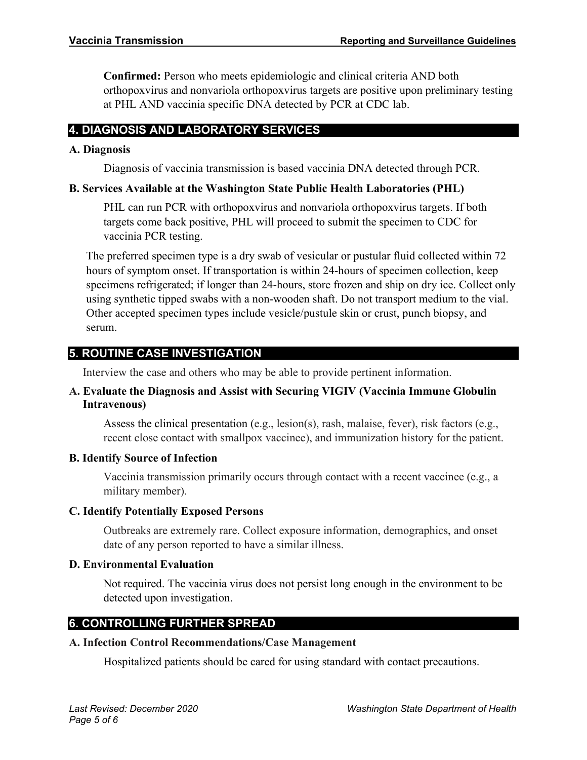**Confirmed:** Person who meets epidemiologic and clinical criteria AND both orthopoxvirus and nonvariola orthopoxvirus targets are positive upon preliminary testing at PHL AND vaccinia specific DNA detected by PCR at CDC lab.

## 4. DIAGNOSIS AND LABORATORY SERVICES

### A. Diagnosis

Diagnosis of vaccinia transmission is based vaccinia DNA detected through PCR.

### B. Services Available at the Washington State Public Health Laboratories (PHL)

PHL can run PCR with orthopoxvirus and nonvariola orthopoxvirus targets. If both targets come back positive, PHL will proceed to submit the specimen to CDC for vaccinia PCR testing.

The preferred specimen type is a dry swab of vesicular or pustular fluid collected within 72 hours of symptom onset. If transportation is within 24-hours of specimen collection, keep specimens refrigerated; if longer than 24-hours, store frozen and ship on dry ice. Collect only using synthetic tipped swabs with a non-wooden shaft. Do not transport medium to the vial. Other accepted specimen types include vesicle/pustule skin or crust, punch biopsy, and serum.

## 5. ROUTINE CASE INVESTIGATION

Interview the case and others who may be able to provide pertinent information.

### A. Evaluate the Diagnosis and Assist with Securing VIGIV (Vaccinia Immune Globulin Intravenous)

Assess the clinical presentation (e.g., lesion(s), rash, malaise, fever), risk factors (e.g., recent close contact with smallpox vaccinee), and immunization history for the patient.

### B. Identify Source of Infection

Vaccinia transmission primarily occurs through contact with a recent vaccinee (e.g., a military member).

### C. Identify Potentially Exposed Persons

Outbreaks are extremely rare. Collect exposure information, demographics, and onset date of any person reported to have a similar illness.

### D. Environmental Evaluation

Not required. The vaccinia virus does not persist long enough in the environment to be detected upon investigation.

## 6. CONTROLLING FURTHER SPREAD

### A. Infection Control Recommendations/Case Management

Hospitalized patients should be cared for using standard with contact precautions.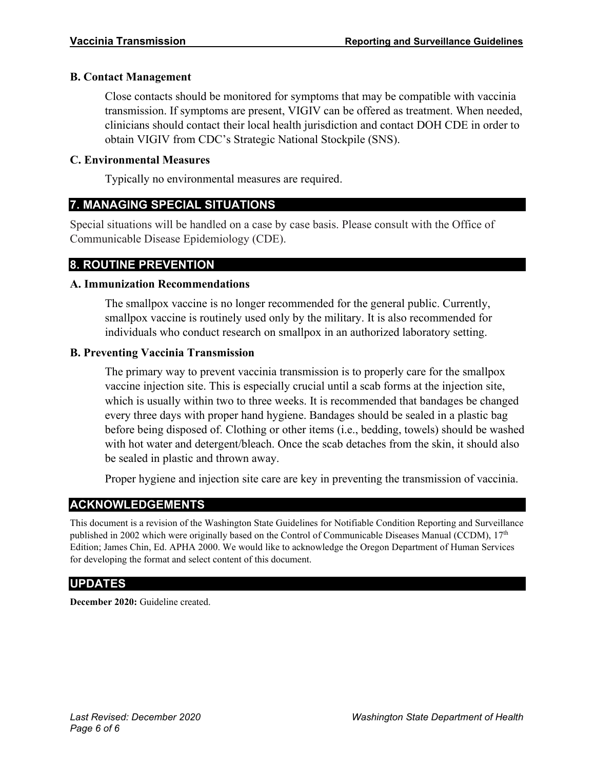### B. Contact Management

Close contacts should be monitored for symptoms that may be compatible with vaccinia transmission. If symptoms are present, VIGIV can be offered as treatment. When needed, clinicians should contact their local health jurisdiction and contact DOH CDE in order to obtain VIGIV from CDC's Strategic National Stockpile (SNS).

### C. Environmental Measures

Typically no environmental measures are required.

## 7. MANAGING SPECIAL SITUATIONS

Special situations will be handled on a case by case basis. Please consult with the Office of Communicable Disease Epidemiology (CDE).

## 8. ROUTINE PREVENTION

### A. Immunization Recommendations

The smallpox vaccine is no longer recommended for the general public. Currently, smallpox vaccine is routinely used only by the military. It is also recommended for individuals who conduct research on smallpox in an authorized laboratory setting.

### B. Preventing Vaccinia Transmission

The primary way to prevent vaccinia transmission is to properly care for the smallpox vaccine injection site. This is especially crucial until a scab forms at the injection site, which is usually within two to three weeks. It is recommended that bandages be changed every three days with proper hand hygiene. Bandages should be sealed in a plastic bag before being disposed of. Clothing or other items (i.e., bedding, towels) should be washed with hot water and detergent/bleach. Once the scab detaches from the skin, it should also be sealed in plastic and thrown away.

Proper hygiene and injection site care are key in preventing the transmission of vaccinia.

## ACKNOWLEDGEMENTS

This document is a revision of the Washington State Guidelines for Notifiable Condition Reporting and Surveillance published in 2002 which were originally based on the Control of Communicable Diseases Manual (CCDM), 17th Edition; James Chin, Ed. APHA 2000. We would like to acknowledge the Oregon Department of Human Services for developing the format and select content of this document.

## UPDATES

**December 2020:** Guideline created.